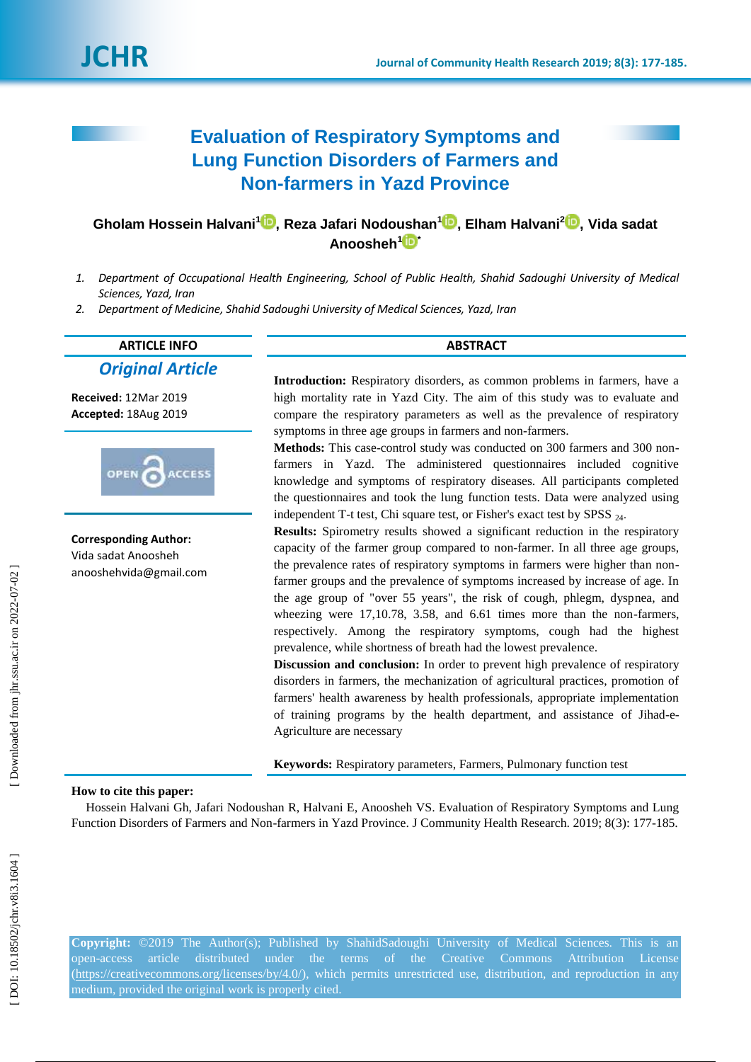# Evaluation of Respiratory Symptoms and Lung Function Disorders of Farmers and Non-farmers in Yazd Province

**Gholam Hossein Halvani[1], Reza Jafari Nodoushan[1], Elham Halvani[2], Vida sadat Anoosheh[1]***

1. *Department of Occupational Health Engineering, School of Public Health, Shahid Sadoughi University of Medical Sciences, Yazd, Iran*
2. *Department of Medicine, Shahid Sadoughi University of Medical Sciences, Yazd, Iran*

**ARTICLE INFO**

***Original Article***

**Received:** 12Mar 2019
**Accepted:** 18Aug 2019

**Corresponding Author:**
Vida sadat Anoosheh
anooshehvida@gmail.com

**ABSTRACT**

**Introduction:** Respiratory disorders, as common problems in farmers, have a high mortality rate in Yazd City. The aim of this study was to evaluate and compare the respiratory parameters as well as the prevalence of respiratory symptoms in three age groups in farmers and non-farmers.

**Methods:** This case-control study was conducted on 300 farmers and 300 non-farmers in Yazd. The administered questionnaires included cognitive knowledge and symptoms of respiratory diseases. All participants completed the questionnaires and took the lung function tests. Data were analyzed using independent T-t test, Chi square test, or Fisher's exact test by SPSS $_{24}$.

**Results:** Spirometry results showed a significant reduction in the respiratory capacity of the farmer group compared to non-farmer. In all three age groups, the prevalence rates of respiratory symptoms in farmers were higher than non-farmer groups and the prevalence of symptoms increased by increase of age. In the age group of "over 55 years", the risk of cough, phlegm, dyspnea, and wheezing were 17,10.78, 3.58, and 6.61 times more than the non-farmers, respectively. Among the respiratory symptoms, cough had the highest prevalence, while shortness of breath had the lowest prevalence.

**Discussion and conclusion:** In order to prevent high prevalence of respiratory disorders in farmers, the mechanization of agricultural practices, promotion of farmers' health awareness by health professionals, appropriate implementation of training programs by the health department, and assistance of Jihad-e-Agriculture are necessary

**Keywords:** Respiratory parameters, Farmers, Pulmonary function test

**How to cite this paper:**

Hossein Halvani Gh, Jafari Nodoushan R, Halvani E, Anoosheh VS. Evaluation of Respiratory Symptoms and Lung Function Disorders of Farmers and Non-farmers in Yazd Province. J Community Health Research. 2019; 8(3): 177-185.

**Copyright:** ©2019 The Author(s); Published by ShahidSadoughi University of Medical Sciences. This is an open-access article distributed under the terms of the Creative Commons Attribution License (https://creativecommons.org/licenses/by/4.0/), which permits unrestricted use, distribution, and reproduction in any medium, provided the original work is properly cited.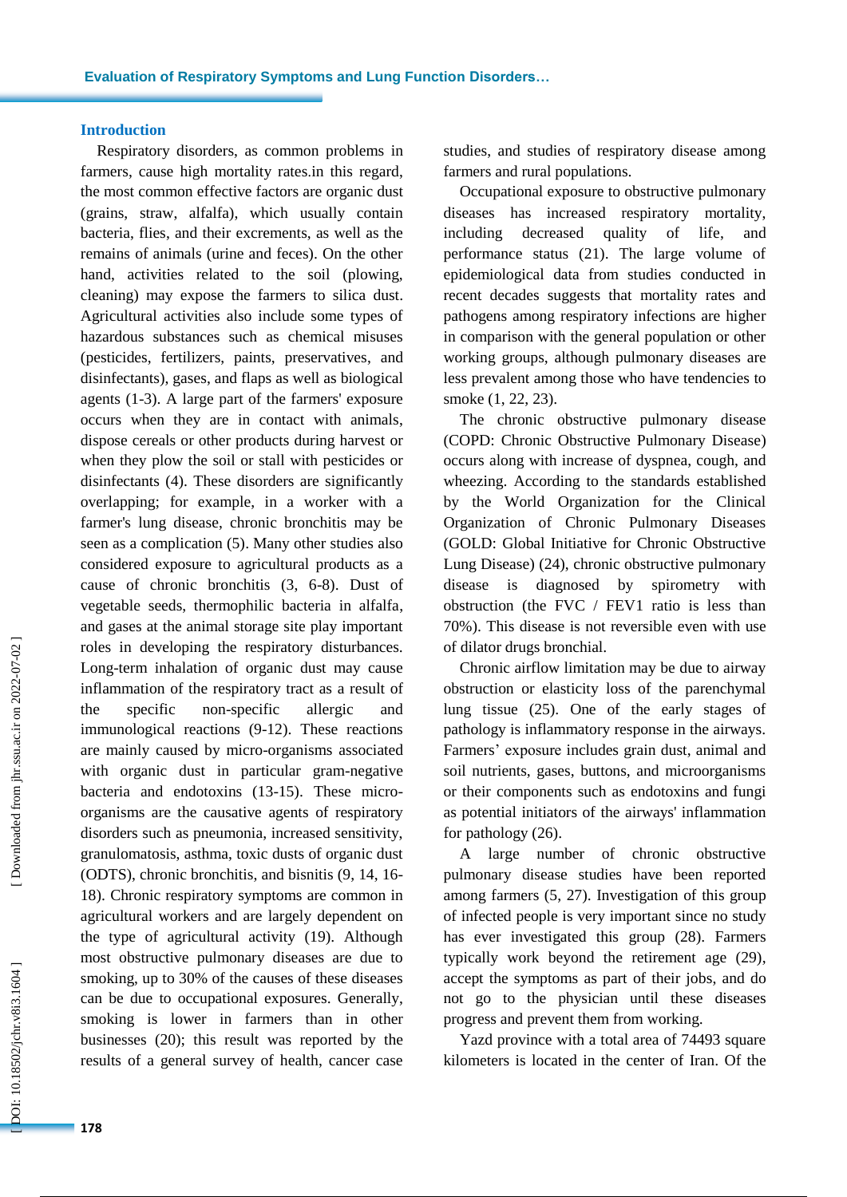## Introduction

Respiratory disorders, as common problems in farmers, cause high mortality rates.in this regard, the most common effective factors are organic dust (grains, straw, alfalfa), which usually contain bacteria, flies, and their excrements, as well as the remains of animals (urine and feces). On the other hand, activities related to the soil (plowing, cleaning) may expose the farmers to silica dust. Agricultural activities also include some types of hazardous substances such as chemical misuses (pesticides, fertilizers, paints, preservatives, and disinfectants), gases, and flaps as well as biological agents (1-3). A large part of the farmers' exposure occurs when they are in contact with animals, dispose cereals or other products during harvest or when they plow the soil or stall with pesticides or disinfectants (4). These disorders are significantly overlapping; for example, in a worker with a farmer's lung disease, chronic bronchitis may be seen as a complication (5). Many other studies also considered exposure to agricultural products as a cause of chronic bronchitis (3, 6-8). Dust of vegetable seeds, thermophilic bacteria in alfalfa, and gases at the animal storage site play important roles in developing the respiratory disturbances. Long-term inhalation of organic dust may cause inflammation of the respiratory tract as a result of the specific non-specific allergic and immunological reactions (9-12). These reactions are mainly caused by micro-organisms associated with organic dust in particular gram-negative bacteria and endotoxins (13-15). These micro-organisms are the causative agents of respiratory disorders such as pneumonia, increased sensitivity, granulomatosis, asthma, toxic dusts of organic dust (ODTS), chronic bronchitis, and bisnitis (9, 14, 16-18). Chronic respiratory symptoms are common in agricultural workers and are largely dependent on the type of agricultural activity (19). Although most obstructive pulmonary diseases are due to smoking, up to 30% of the causes of these diseases can be due to occupational exposures. Generally, smoking is lower in farmers than in other businesses (20); this result was reported by the results of a general survey of health, cancer case studies, and studies of respiratory disease among farmers and rural populations.

Occupational exposure to obstructive pulmonary diseases has increased respiratory mortality, including decreased quality of life, and performance status (21). The large volume of epidemiological data from studies conducted in recent decades suggests that mortality rates and pathogens among respiratory infections are higher in comparison with the general population or other working groups, although pulmonary diseases are less prevalent among those who have tendencies to smoke (1, 22, 23).

The chronic obstructive pulmonary disease (COPD: Chronic Obstructive Pulmonary Disease) occurs along with increase of dyspnea, cough, and wheezing. According to the standards established by the World Organization for the Clinical Organization of Chronic Pulmonary Diseases (GOLD: Global Initiative for Chronic Obstructive Lung Disease) (24), chronic obstructive pulmonary disease is diagnosed by spirometry with obstruction (the FVC / FEV1 ratio is less than 70%). This disease is not reversible even with use of dilator drugs bronchial.

Chronic airflow limitation may be due to airway obstruction or elasticity loss of the parenchymal lung tissue (25). One of the early stages of pathology is inflammatory response in the airways. Farmers' exposure includes grain dust, animal and soil nutrients, gases, buttons, and microorganisms or their components such as endotoxins and fungi as potential initiators of the airways' inflammation for pathology (26).

A large number of chronic obstructive pulmonary disease studies have been reported among farmers (5, 27). Investigation of this group of infected people is very important since no study has ever investigated this group (28). Farmers typically work beyond the retirement age (29), accept the symptoms as part of their jobs, and do not go to the physician until these diseases progress and prevent them from working.

Yazd province with a total area of 74493 square kilometers is located in the center of Iran. Of the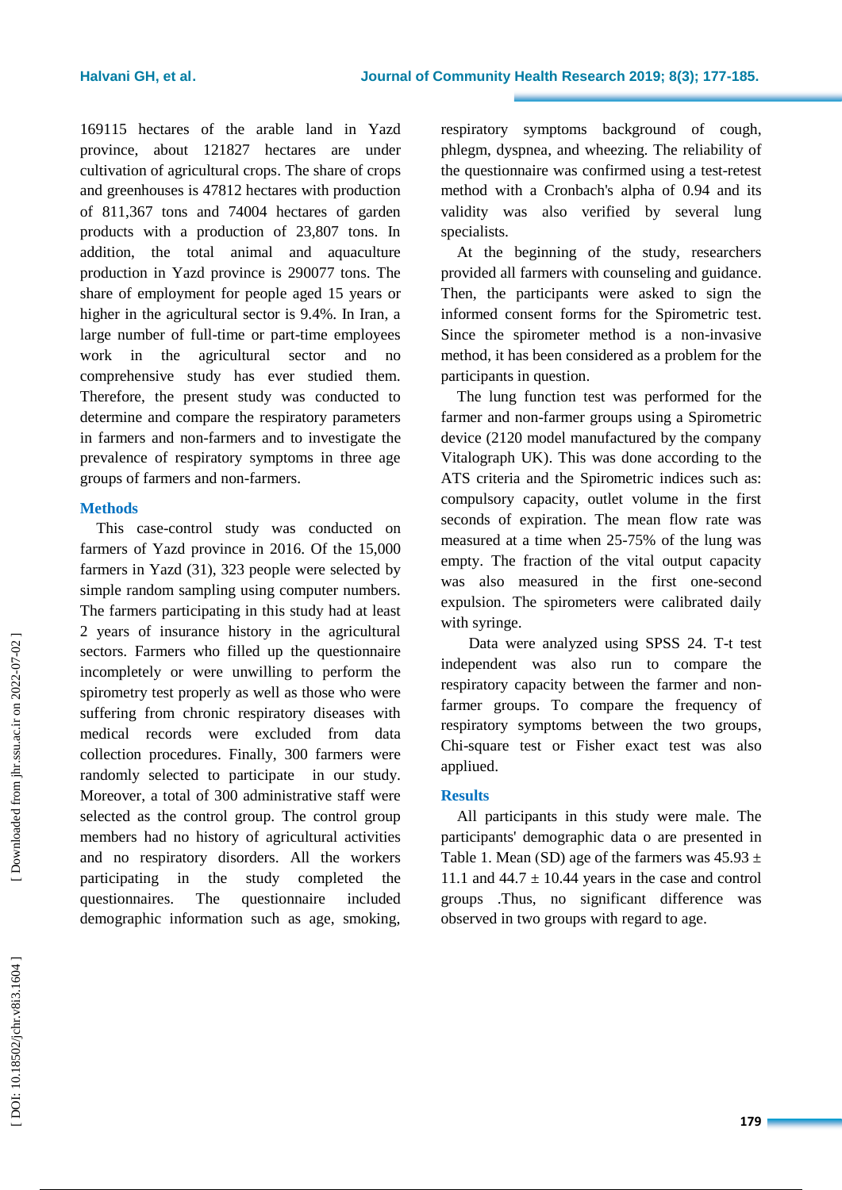169115 hectares of the arable land in Yazd province, about 121827 hectares are under cultivation of agricultural crops. The share of crops and greenhouses is 47812 hectares with production of 811,367 tons and 74004 hectares of garden products with a production of 23,807 tons. In addition, the total animal and aquaculture production in Yazd province is 290077 tons. The share of employment for people aged 15 years or higher in the agricultural sector is 9.4%. In Iran, a large number of full-time or part-time employees work in the agricultural sector and no comprehensive study has ever studied them. Therefore, the present study was conducted to determine and compare the respiratory parameters in farmers and non-farmers and to investigate the prevalence of respiratory symptoms in three age groups of farmers and non-farmers.

## Methods

This case-control study was conducted on farmers of Yazd province in 2016. Of the 15,000 farmers in Yazd (31), 323 people were selected by simple random sampling using computer numbers. The farmers participating in this study had at least 2 years of insurance history in the agricultural sectors. Farmers who filled up the questionnaire incompletely or were unwilling to perform the spirometry test properly as well as those who were suffering from chronic respiratory diseases with medical records were excluded from data collection procedures. Finally, 300 farmers were randomly selected to participate in our study. Moreover, a total of 300 administrative staff were selected as the control group. The control group members had no history of agricultural activities and no respiratory disorders. All the workers participating in the study completed the questionnaires. The questionnaire included demographic information such as age, smoking, respiratory symptoms background of cough, phlegm, dyspnea, and wheezing. The reliability of the questionnaire was confirmed using a test-retest method with a Cronbach's alpha of 0.94 and its validity was also verified by several lung specialists.

At the beginning of the study, researchers provided all farmers with counseling and guidance. Then, the participants were asked to sign the informed consent forms for the Spirometric test. Since the spirometer method is a non-invasive method, it has been considered as a problem for the participants in question.

The lung function test was performed for the farmer and non-farmer groups using a Spirometric device (2120 model manufactured by the company Vitalograph UK). This was done according to the ATS criteria and the Spirometric indices such as: compulsory capacity, outlet volume in the first seconds of expiration. The mean flow rate was measured at a time when 25-75% of the lung was empty. The fraction of the vital output capacity was also measured in the first one-second expulsion. The spirometers were calibrated daily with syringe.

Data were analyzed using SPSS 24. T-t test independent was also run to compare the respiratory capacity between the farmer and non-farmer groups. To compare the frequency of respiratory symptoms between the two groups, Chi-square test or Fisher exact test was also appliued.

## Results

All participants in this study were male. The participants' demographic data o are presented in Table 1. Mean (SD) age of the farmers was 45.93 ± 11.1 and 44.7 ± 10.44 years in the case and control groups .Thus, no significant difference was observed in two groups with regard to age.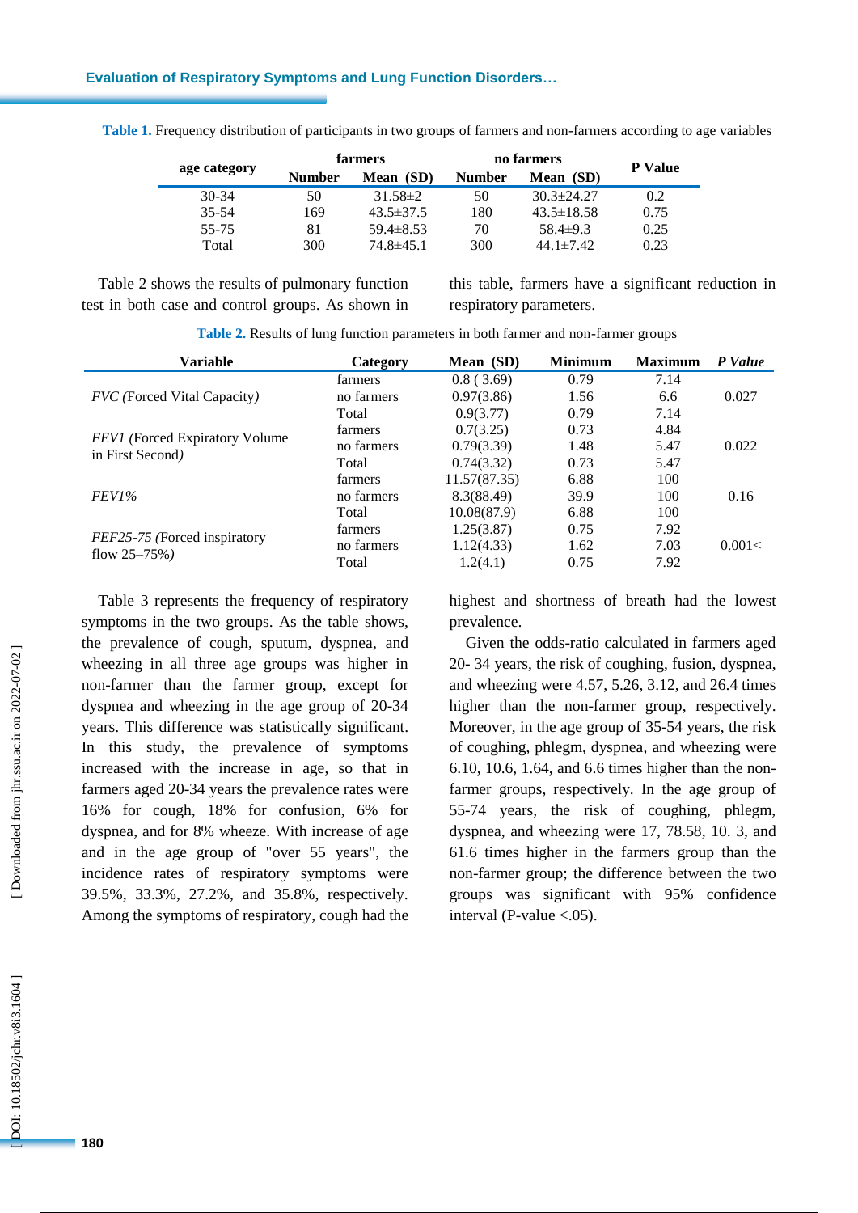**Table 1.** Frequency distribution of participants in two groups of farmers and non-farmers according to age variables

| age category | farmers | | no farmers | | P Value |
|---|---|---|---|---|---|
| | Number | Mean (SD) | Number | Mean (SD) | |
| 30-34 | 50 | 31.58±2 | 50 | 30.3±24.27 | 0.2 |
| 35-54 | 169 | 43.5±37.5 | 180 | 43.5±18.58 | 0.75 |
| 55-75 | 81 | 59.4±8.53 | 70 | 58.4±9.3 | 0.25 |
| Total | 300 | 74.8±45.1 | 300 | 44.1±7.42 | 0.23 |

Table 2 shows the results of pulmonary function test in both case and control groups. As shown in this table, farmers have a significant reduction in respiratory parameters.

**Table 2.** Results of lung function parameters in both farmer and non-farmer groups

| Variable | Category | Mean (SD) | Minimum | Maximum | *P Value* |
|---|---|---|---|---|---|
| *FVC (*Forced Vital Capacity*)* | farmers | 0.8 ( 3.69) | 0.79 | 7.14 | 0.027 |
| | no farmers | 0.97(3.86) | 1.56 | 6.6 | |
| | Total | 0.9(3.77) | 0.79 | 7.14 | |
| *FEV1 (*Forced Expiratory Volume in First Second*)* | farmers | 0.7(3.25) | 0.73 | 4.84 | 0.022 |
| | no farmers | 0.79(3.39) | 1.48 | 5.47 | |
| | Total | 0.74(3.32) | 0.73 | 5.47 | |
| *FEV1%* | farmers | 11.57(87.35) | 6.88 | 100 | 0.16 |
| | no farmers | 8.3(88.49) | 39.9 | 100 | |
| | Total | 10.08(87.9) | 6.88 | 100 | |
| *FEF25-75 (*Forced inspiratory flow 25–75%*)* | farmers | 1.25(3.87) | 0.75 | 7.92 | 0.001< |
| | no farmers | 1.12(4.33) | 1.62 | 7.03 | |
| | Total | 1.2(4.1) | 0.75 | 7.92 | |

Table 3 represents the frequency of respiratory symptoms in the two groups. As the table shows, the prevalence of cough, sputum, dyspnea, and wheezing in all three age groups was higher in non-farmer than the farmer group, except for dyspnea and wheezing in the age group of 20-34 years. This difference was statistically significant. In this study, the prevalence of symptoms increased with the increase in age, so that in farmers aged 20-34 years the prevalence rates were 16% for cough, 18% for confusion, 6% for dyspnea, and for 8% wheeze. With increase of age and in the age group of "over 55 years", the incidence rates of respiratory symptoms were 39.5%, 33.3%, 27.2%, and 35.8%, respectively. Among the symptoms of respiratory, cough had the highest and shortness of breath had the lowest prevalence.

Given the odds-ratio calculated in farmers aged 20- 34 years, the risk of coughing, fusion, dyspnea, and wheezing were 4.57, 5.26, 3.12, and 26.4 times higher than the non-farmer group, respectively. Moreover, in the age group of 35-54 years, the risk of coughing, phlegm, dyspnea, and wheezing were 6.10, 10.6, 1.64, and 6.6 times higher than the non-farmer groups, respectively. In the age group of 55-74 years, the risk of coughing, phlegm, dyspnea, and wheezing were 17, 78.58, 10. 3, and 61.6 times higher in the farmers group than the non-farmer group; the difference between the two groups was significant with 95% confidence interval (P-value <.05).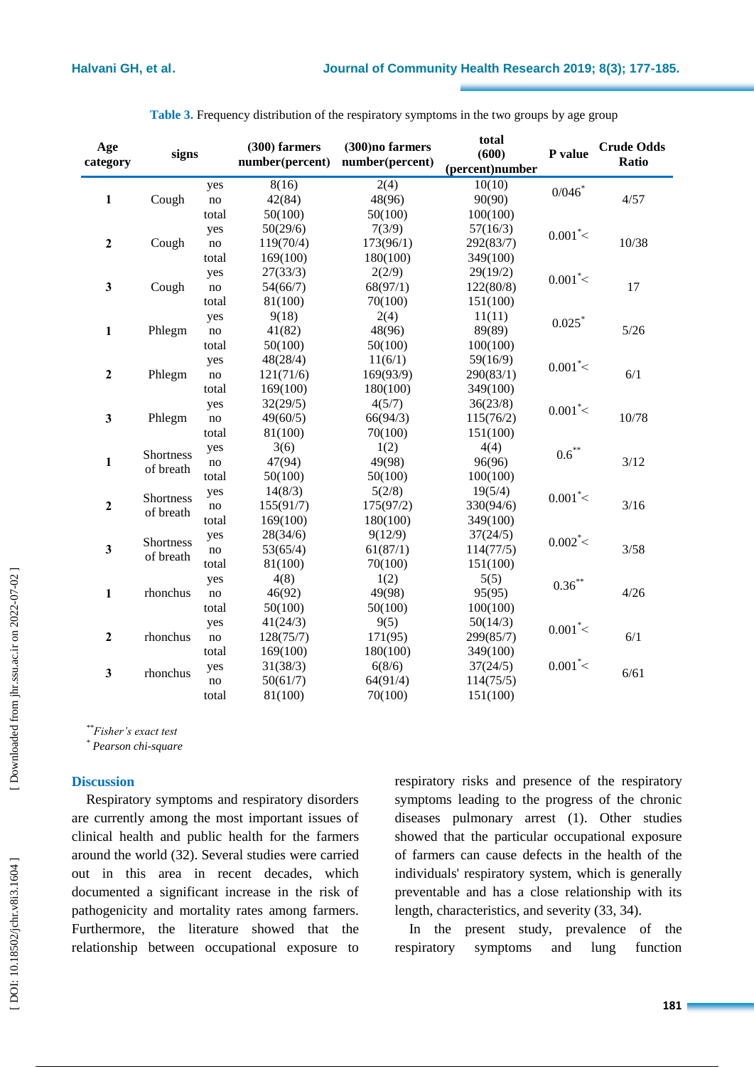**Table 3.** Frequency distribution of the respiratory symptoms in the two groups by age group

| Age category | signs | | (300) farmers number(percent) | (300)no farmers number(percent) | total (600) (percent)number | P value | Crude Odds Ratio |
|---|---|---|---|---|---|---|---|
| 1 | Cough | yes | 8(16) | 2(4) | 10(10) | 0/046* | 4/57 |
| | | no | 42(84) | 48(96) | 90(90) | | |
| | | total | 50(100) | 50(100) | 100(100) | | |
| 2 | Cough | yes | 50(29/6) | 7(3/9) | 57(16/3) | 0.001*< | 10/38 |
| | | no | 119(70/4) | 173(96/1) | 292(83/7) | | |
| | | total | 169(100) | 180(100) | 349(100) | | |
| 3 | Cough | yes | 27(33/3) | 2(2/9) | 29(19/2) | 0.001*< | 17 |
| | | no | 54(66/7) | 68(97/1) | 122(80/8) | | |
| | | total | 81(100) | 70(100) | 151(100) | | |
| 1 | Phlegm | yes | 9(18) | 2(4) | 11(11) | 0.025* | 5/26 |
| | | no | 41(82) | 48(96) | 89(89) | | |
| | | total | 50(100) | 50(100) | 100(100) | | |
| 2 | Phlegm | yes | 48(28/4) | 11(6/1) | 59(16/9) | 0.001*< | 6/1 |
| | | no | 121(71/6) | 169(93/9) | 290(83/1) | | |
| | | total | 169(100) | 180(100) | 349(100) | | |
| 3 | Phlegm | yes | 32(29/5) | 4(5/7) | 36(23/8) | 0.001*< | 10/78 |
| | | no | 49(60/5) | 66(94/3) | 115(76/2) | | |
| | | total | 81(100) | 70(100) | 151(100) | | |
| 1 | Shortness of breath | yes | 3(6) | 1(2) | 4(4) | 0.6** | 3/12 |
| | | no | 47(94) | 49(98) | 96(96) | | |
| | | total | 50(100) | 50(100) | 100(100) | | |
| 2 | Shortness of breath | yes | 14(8/3) | 5(2/8) | 19(5/4) | 0.001*< | 3/16 |
| | | no | 155(91/7) | 175(97/2) | 330(94/6) | | |
| | | total | 169(100) | 180(100) | 349(100) | | |
| 3 | Shortness of breath | yes | 28(34/6) | 9(12/9) | 37(24/5) | 0.002*< | 3/58 |
| | | no | 53(65/4) | 61(87/1) | 114(77/5) | | |
| | | total | 81(100) | 70(100) | 151(100) | | |
| 1 | rhonchus | yes | 4(8) | 1(2) | 5(5) | 0.36** | 4/26 |
| | | no | 46(92) | 49(98) | 95(95) | | |
| | | total | 50(100) | 50(100) | 100(100) | | |
| 2 | rhonchus | yes | 41(24/3) | 9(5) | 50(14/3) | 0.001*< | 6/1 |
| | | no | 128(75/7) | 171(95) | 299(85/7) | | |
| | | total | 169(100) | 180(100) | 349(100) | | |
| 3 | rhonchus | yes | 31(38/3) | 6(8/6) | 37(24/5) | 0.001*< | 6/61 |
| | | no | 50(61/7) | 64(91/4) | 114(75/5) | | |
| | | total | 81(100) | 70(100) | 151(100) | | |

*\*\*Fisher's exact test*
*\* Pearson chi-square*

## Discussion

Respiratory symptoms and respiratory disorders are currently among the most important issues of clinical health and public health for the farmers around the world (32). Several studies were carried out in this area in recent decades, which documented a significant increase in the risk of pathogenicity and mortality rates among farmers. Furthermore, the literature showed that the relationship between occupational exposure to respiratory risks and presence of the respiratory symptoms leading to the progress of the chronic diseases pulmonary arrest (1). Other studies showed that the particular occupational exposure of farmers can cause defects in the health of the individuals' respiratory system, which is generally preventable and has a close relationship with its length, characteristics, and severity (33, 34).

In the present study, prevalence of the respiratory symptoms and lung function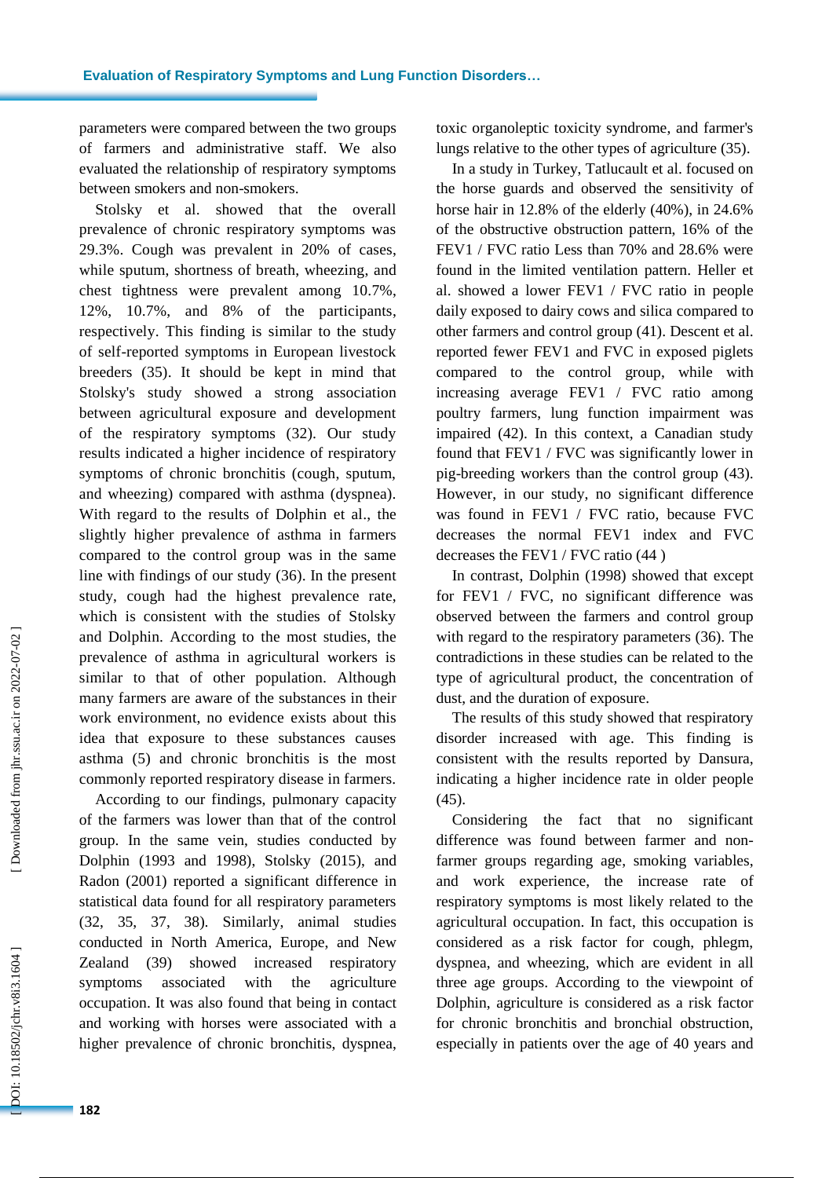parameters were compared between the two groups of farmers and administrative staff. We also evaluated the relationship of respiratory symptoms between smokers and non-smokers.

Stolsky et al. showed that the overall prevalence of chronic respiratory symptoms was 29.3%. Cough was prevalent in 20% of cases, while sputum, shortness of breath, wheezing, and chest tightness were prevalent among 10.7%, 12%, 10.7%, and 8% of the participants, respectively. This finding is similar to the study of self-reported symptoms in European livestock breeders (35). It should be kept in mind that Stolsky's study showed a strong association between agricultural exposure and development of the respiratory symptoms (32). Our study results indicated a higher incidence of respiratory symptoms of chronic bronchitis (cough, sputum, and wheezing) compared with asthma (dyspnea). With regard to the results of Dolphin et al., the slightly higher prevalence of asthma in farmers compared to the control group was in the same line with findings of our study (36). In the present study, cough had the highest prevalence rate, which is consistent with the studies of Stolsky and Dolphin. According to the most studies, the prevalence of asthma in agricultural workers is similar to that of other population. Although many farmers are aware of the substances in their work environment, no evidence exists about this idea that exposure to these substances causes asthma (5) and chronic bronchitis is the most commonly reported respiratory disease in farmers.

According to our findings, pulmonary capacity of the farmers was lower than that of the control group. In the same vein, studies conducted by Dolphin (1993 and 1998), Stolsky (2015), and Radon (2001) reported a significant difference in statistical data found for all respiratory parameters (32, 35, 37, 38). Similarly, animal studies conducted in North America, Europe, and New Zealand (39) showed increased respiratory symptoms associated with the agriculture occupation. It was also found that being in contact and working with horses were associated with a higher prevalence of chronic bronchitis, dyspnea, toxic organoleptic toxicity syndrome, and farmer's lungs relative to the other types of agriculture (35).

In a study in Turkey, Tatlucault et al. focused on the horse guards and observed the sensitivity of horse hair in 12.8% of the elderly (40%), in 24.6% of the obstructive obstruction pattern, 16% of the FEV1 / FVC ratio Less than 70% and 28.6% were found in the limited ventilation pattern. Heller et al. showed a lower FEV1 / FVC ratio in people daily exposed to dairy cows and silica compared to other farmers and control group (41). Descent et al. reported fewer FEV1 and FVC in exposed piglets compared to the control group, while with increasing average FEV1 / FVC ratio among poultry farmers, lung function impairment was impaired (42). In this context, a Canadian study found that FEV1 / FVC was significantly lower in pig-breeding workers than the control group (43). However, in our study, no significant difference was found in FEV1 / FVC ratio, because FVC decreases the normal FEV1 index and FVC decreases the FEV1 / FVC ratio (44 )

In contrast, Dolphin (1998) showed that except for FEV1 / FVC, no significant difference was observed between the farmers and control group with regard to the respiratory parameters (36). The contradictions in these studies can be related to the type of agricultural product, the concentration of dust, and the duration of exposure.

The results of this study showed that respiratory disorder increased with age. This finding is consistent with the results reported by Dansura, indicating a higher incidence rate in older people (45).

Considering the fact that no significant difference was found between farmer and non-farmer groups regarding age, smoking variables, and work experience, the increase rate of respiratory symptoms is most likely related to the agricultural occupation. In fact, this occupation is considered as a risk factor for cough, phlegm, dyspnea, and wheezing, which are evident in all three age groups. According to the viewpoint of Dolphin, agriculture is considered as a risk factor for chronic bronchitis and bronchial obstruction, especially in patients over the age of 40 years and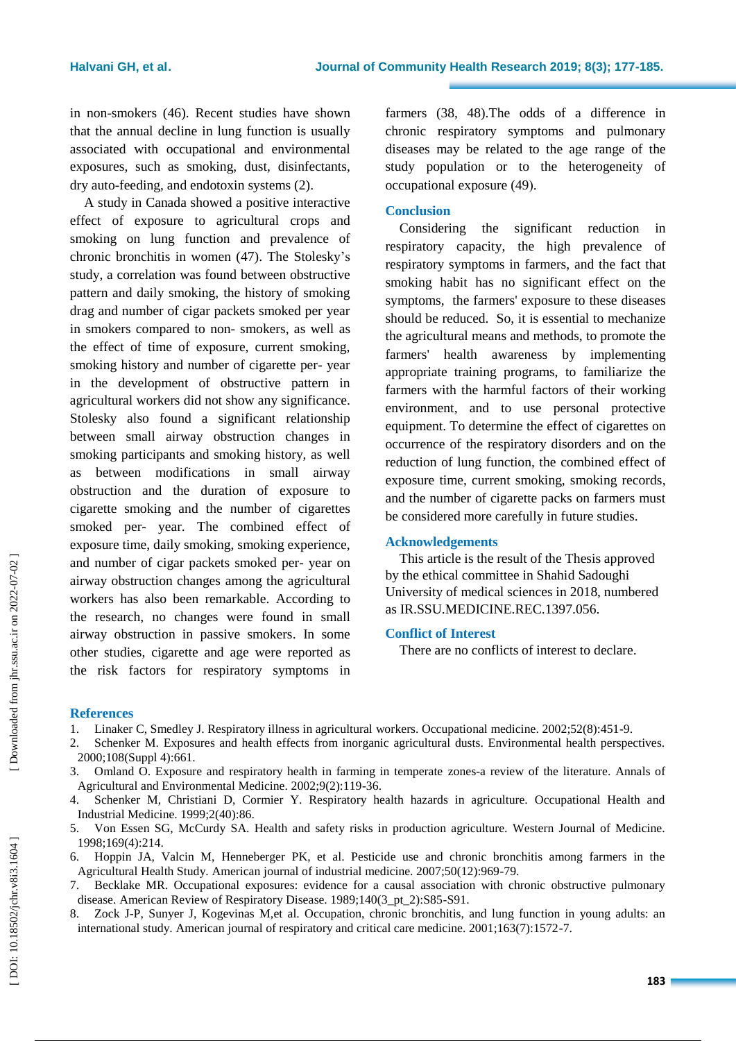in non-smokers (46). Recent studies have shown that the annual decline in lung function is usually associated with occupational and environmental exposures, such as smoking, dust, disinfectants, dry auto-feeding, and endotoxin systems (2).

A study in Canada showed a positive interactive effect of exposure to agricultural crops and smoking on lung function and prevalence of chronic bronchitis in women (47). The Stolesky's study, a correlation was found between obstructive pattern and daily smoking, the history of smoking drag and number of cigar packets smoked per year in smokers compared to non- smokers, as well as the effect of time of exposure, current smoking, smoking history and number of cigarette per- year in the development of obstructive pattern in agricultural workers did not show any significance. Stolesky also found a significant relationship between small airway obstruction changes in smoking participants and smoking history, as well as between modifications in small airway obstruction and the duration of exposure to cigarette smoking and the number of cigarettes smoked per- year. The combined effect of exposure time, daily smoking, smoking experience, and number of cigar packets smoked per- year on airway obstruction changes among the agricultural workers has also been remarkable. According to the research, no changes were found in small airway obstruction in passive smokers. In some other studies, cigarette and age were reported as the risk factors for respiratory symptoms in farmers (38, 48).The odds of a difference in chronic respiratory symptoms and pulmonary diseases may be related to the age range of the study population or to the heterogeneity of occupational exposure (49).

## Conclusion

Considering the significant reduction in respiratory capacity, the high prevalence of respiratory symptoms in farmers, and the fact that smoking habit has no significant effect on the symptoms, the farmers' exposure to these diseases should be reduced. So, it is essential to mechanize the agricultural means and methods, to promote the farmers' health awareness by implementing appropriate training programs, to familiarize the farmers with the harmful factors of their working environment, and to use personal protective equipment. To determine the effect of cigarettes on occurrence of the respiratory disorders and on the reduction of lung function, the combined effect of exposure time, current smoking, smoking records, and the number of cigarette packs on farmers must be considered more carefully in future studies.

## Acknowledgements

This article is the result of the Thesis approved by the ethical committee in Shahid Sadoughi University of medical sciences in 2018, numbered as IR.SSU.MEDICINE.REC.1397.056.

## Conflict of Interest

There are no conflicts of interest to declare.

## References

1. Linaker C, Smedley J. Respiratory illness in agricultural workers. Occupational medicine. 2002;52(8):451-9.
2. Schenker M. Exposures and health effects from inorganic agricultural dusts. Environmental health perspectives. 2000;108(Suppl 4):661.
3. Omland O. Exposure and respiratory health in farming in temperate zones-a review of the literature. Annals of Agricultural and Environmental Medicine. 2002;9(2):119-36.
4. Schenker M, Christiani D, Cormier Y. Respiratory health hazards in agriculture. Occupational Health and Industrial Medicine. 1999;2(40):86.
5. Von Essen SG, McCurdy SA. Health and safety risks in production agriculture. Western Journal of Medicine. 1998;169(4):214.
6. Hoppin JA, Valcin M, Henneberger PK, et al. Pesticide use and chronic bronchitis among farmers in the Agricultural Health Study. American journal of industrial medicine. 2007;50(12):969-79.
7. Becklake MR. Occupational exposures: evidence for a causal association with chronic obstructive pulmonary disease. American Review of Respiratory Disease. 1989;140(3_pt_2):S85-S91.
8. Zock J-P, Sunyer J, Kogevinas M,et al. Occupation, chronic bronchitis, and lung function in young adults: an international study. American journal of respiratory and critical care medicine. 2001;163(7):1572-7.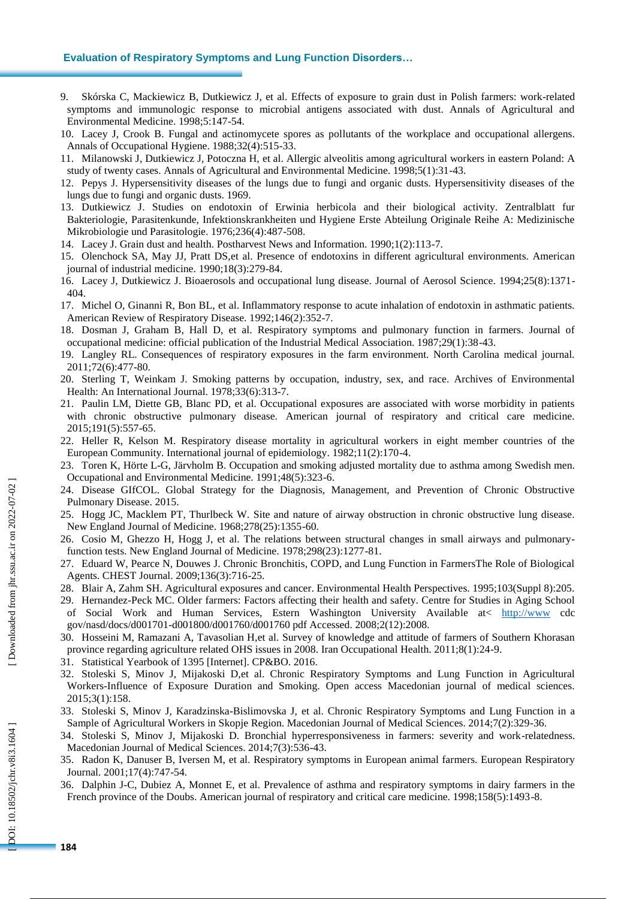9. Skórska C, Mackiewicz B, Dutkiewicz J, et al. Effects of exposure to grain dust in Polish farmers: work-related symptoms and immunologic response to microbial antigens associated with dust. Annals of Agricultural and Environmental Medicine. 1998;5:147-54.
10. Lacey J, Crook B. Fungal and actinomycete spores as pollutants of the workplace and occupational allergens. Annals of Occupational Hygiene. 1988;32(4):515-33.
11. Milanowski J, Dutkiewicz J, Potoczna H, et al. Allergic alveolitis among agricultural workers in eastern Poland: A study of twenty cases. Annals of Agricultural and Environmental Medicine. 1998;5(1):31-43.
12. Pepys J. Hypersensitivity diseases of the lungs due to fungi and organic dusts. Hypersensitivity diseases of the lungs due to fungi and organic dusts. 1969.
13. Dutkiewicz J. Studies on endotoxin of Erwinia herbicola and their biological activity. Zentralblatt fur Bakteriologie, Parasitenkunde, Infektionskrankheiten und Hygiene Erste Abteilung Originale Reihe A: Medizinische Mikrobiologie und Parasitologie. 1976;236(4):487-508.
14. Lacey J. Grain dust and health. Postharvest News and Information. 1990;1(2):113-7.
15. Olenchock SA, May JJ, Pratt DS,et al. Presence of endotoxins in different agricultural environments. American journal of industrial medicine. 1990;18(3):279-84.
16. Lacey J, Dutkiewicz J. Bioaerosols and occupational lung disease. Journal of Aerosol Science. 1994;25(8):1371-404.
17. Michel O, Ginanni R, Bon BL, et al. Inflammatory response to acute inhalation of endotoxin in asthmatic patients. American Review of Respiratory Disease. 1992;146(2):352-7.
18. Dosman J, Graham B, Hall D, et al. Respiratory symptoms and pulmonary function in farmers. Journal of occupational medicine: official publication of the Industrial Medical Association. 1987;29(1):38-43.
19. Langley RL. Consequences of respiratory exposures in the farm environment. North Carolina medical journal. 2011;72(6):477-80.
20. Sterling T, Weinkam J. Smoking patterns by occupation, industry, sex, and race. Archives of Environmental Health: An International Journal. 1978;33(6):313-7.
21. Paulin LM, Diette GB, Blanc PD, et al. Occupational exposures are associated with worse morbidity in patients with chronic obstructive pulmonary disease. American journal of respiratory and critical care medicine. 2015;191(5):557-65.
22. Heller R, Kelson M. Respiratory disease mortality in agricultural workers in eight member countries of the European Community. International journal of epidemiology. 1982;11(2):170-4.
23. Toren K, Hörte L-G, Järvholm B. Occupation and smoking adjusted mortality due to asthma among Swedish men. Occupational and Environmental Medicine. 1991;48(5):323-6.
24. Disease GIfCOL. Global Strategy for the Diagnosis, Management, and Prevention of Chronic Obstructive Pulmonary Disease. 2015.
25. Hogg JC, Macklem PT, Thurlbeck W. Site and nature of airway obstruction in chronic obstructive lung disease. New England Journal of Medicine. 1968;278(25):1355-60.
26. Cosio M, Ghezzo H, Hogg J, et al. The relations between structural changes in small airways and pulmonary-function tests. New England Journal of Medicine. 1978;298(23):1277-81.
27. Eduard W, Pearce N, Douwes J. Chronic Bronchitis, COPD, and Lung Function in FarmersThe Role of Biological Agents. CHEST Journal. 2009;136(3):716-25.
28. Blair A, Zahm SH. Agricultural exposures and cancer. Environmental Health Perspectives. 1995;103(Suppl 8):205.
29. Hernandez-Peck MC. Older farmers: Factors affecting their health and safety. Centre for Studies in Aging School of Social Work and Human Services, Estern Washington University Available at< http://www cdc gov/nasd/docs/d001701-d001800/d001760/d001760 pdf Accessed. 2008;2(12):2008.
30. Hosseini M, Ramazani A, Tavasolian H,et al. Survey of knowledge and attitude of farmers of Southern Khorasan province regarding agriculture related OHS issues in 2008. Iran Occupational Health. 2011;8(1):24-9.
31. Statistical Yearbook of 1395 [Internet]. CP&BO. 2016.
32. Stoleski S, Minov J, Mijakoski D,et al. Chronic Respiratory Symptoms and Lung Function in Agricultural Workers-Influence of Exposure Duration and Smoking. Open access Macedonian journal of medical sciences. 2015;3(1):158.
33. Stoleski S, Minov J, Karadzinska-Bislimovska J, et al. Chronic Respiratory Symptoms and Lung Function in a Sample of Agricultural Workers in Skopje Region. Macedonian Journal of Medical Sciences. 2014;7(2):329-36.
34. Stoleski S, Minov J, Mijakoski D. Bronchial hyperresponsiveness in farmers: severity and work-relatedness. Macedonian Journal of Medical Sciences. 2014;7(3):536-43.
35. Radon K, Danuser B, Iversen M, et al. Respiratory symptoms in European animal farmers. European Respiratory Journal. 2001;17(4):747-54.
36. Dalphin J-C, Dubiez A, Monnet E, et al. Prevalence of asthma and respiratory symptoms in dairy farmers in the French province of the Doubs. American journal of respiratory and critical care medicine. 1998;158(5):1493-8.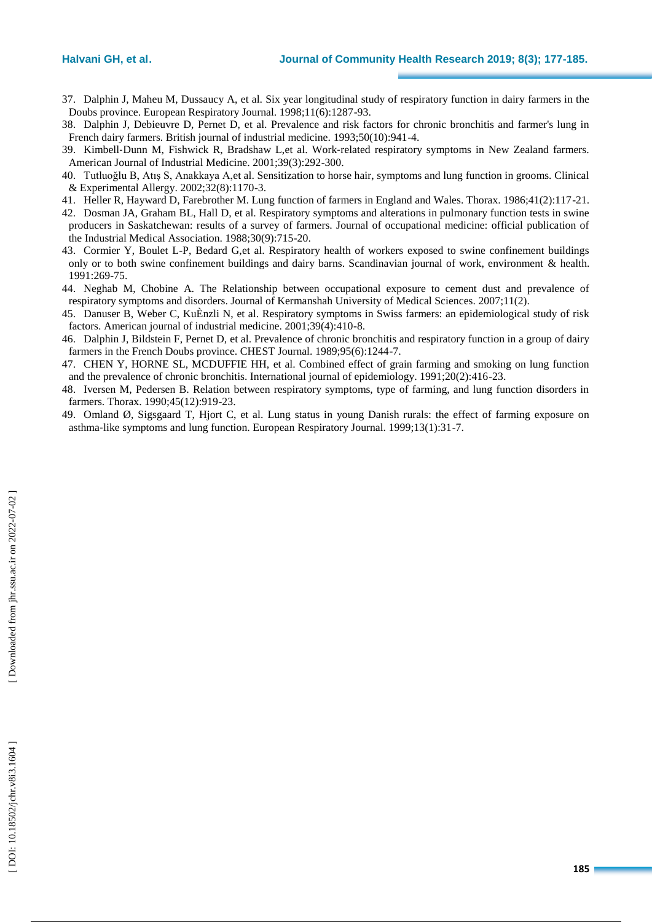37. Dalphin J, Maheu M, Dussaucy A, et al. Six year longitudinal study of respiratory function in dairy farmers in the Doubs province. European Respiratory Journal. 1998;11(6):1287-93.
38. Dalphin J, Debieuvre D, Pernet D, et al. Prevalence and risk factors for chronic bronchitis and farmer's lung in French dairy farmers. British journal of industrial medicine. 1993;50(10):941-4.
39. Kimbell-Dunn M, Fishwick R, Bradshaw L,et al. Work-related respiratory symptoms in New Zealand farmers. American Journal of Industrial Medicine. 2001;39(3):292-300.
40. Tutluoğlu B, Atış S, Anakkaya A,et al. Sensitization to horse hair, symptoms and lung function in grooms. Clinical & Experimental Allergy. 2002;32(8):1170-3.
41. Heller R, Hayward D, Farebrother M. Lung function of farmers in England and Wales. Thorax. 1986;41(2):117-21.
42. Dosman JA, Graham BL, Hall D, et al. Respiratory symptoms and alterations in pulmonary function tests in swine producers in Saskatchewan: results of a survey of farmers. Journal of occupational medicine: official publication of the Industrial Medical Association. 1988;30(9):715-20.
43. Cormier Y, Boulet L-P, Bedard G,et al. Respiratory health of workers exposed to swine confinement buildings only or to both swine confinement buildings and dairy barns. Scandinavian journal of work, environment & health. 1991:269-75.
44. Neghab M, Chobine A. The Relationship between occupational exposure to cement dust and prevalence of respiratory symptoms and disorders. Journal of Kermanshah University of Medical Sciences. 2007;11(2).
45. Danuser B, Weber C, KuÈnzli N, et al. Respiratory symptoms in Swiss farmers: an epidemiological study of risk factors. American journal of industrial medicine. 2001;39(4):410-8.
46. Dalphin J, Bildstein F, Pernet D, et al. Prevalence of chronic bronchitis and respiratory function in a group of dairy farmers in the French Doubs province. CHEST Journal. 1989;95(6):1244-7.
47. CHEN Y, HORNE SL, MCDUFFIE HH, et al. Combined effect of grain farming and smoking on lung function and the prevalence of chronic bronchitis. International journal of epidemiology. 1991;20(2):416-23.
48. Iversen M, Pedersen B. Relation between respiratory symptoms, type of farming, and lung function disorders in farmers. Thorax. 1990;45(12):919-23.
49. Omland Ø, Sigsgaard T, Hjort C, et al. Lung status in young Danish rurals: the effect of farming exposure on asthma-like symptoms and lung function. European Respiratory Journal. 1999;13(1):31-7.